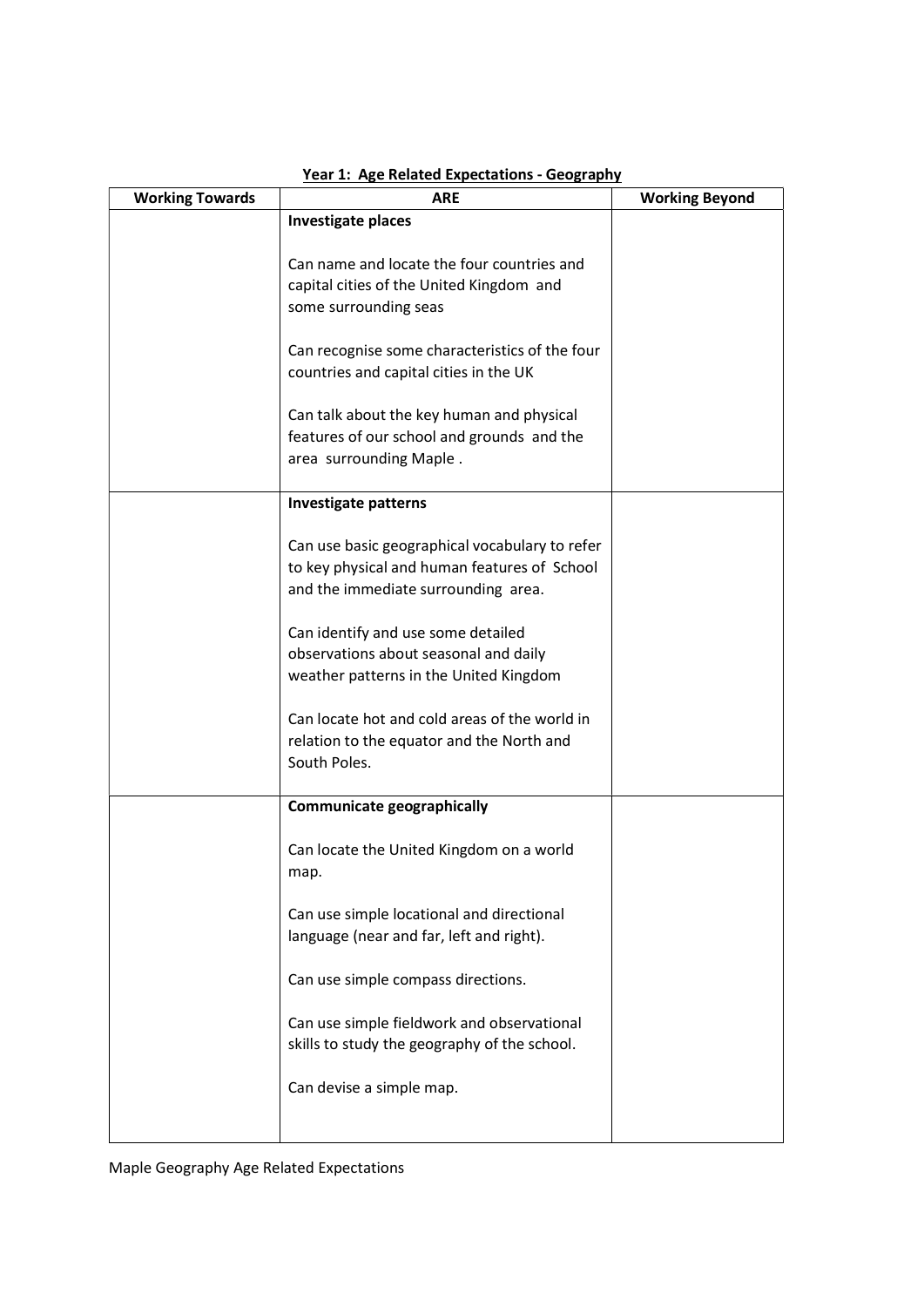**Year 1: Age Related Expectations - Geography**

| Working Towards | ARE | Working Beyond |
|---|---|---|
| | **Investigate places**<br><br>Can name and locate the four countries and capital cities of the United Kingdom and some surrounding seas<br><br>Can recognise some characteristics of the four countries and capital cities in the UK<br><br>Can talk about the key human and physical features of our school and grounds and the area surrounding Maple . | |
| | **Investigate patterns**<br><br>Can use basic geographical vocabulary to refer to key physical and human features of School and the immediate surrounding area.<br><br>Can identify and use some detailed observations about seasonal and daily weather patterns in the United Kingdom<br><br>Can locate hot and cold areas of the world in relation to the equator and the North and South Poles. | |
| | **Communicate geographically**<br><br>Can locate the United Kingdom on a world map.<br><br>Can use simple locational and directional language (near and far, left and right).<br><br>Can use simple compass directions.<br><br>Can use simple fieldwork and observational skills to study the geography of the school.<br><br>Can devise a simple map. | |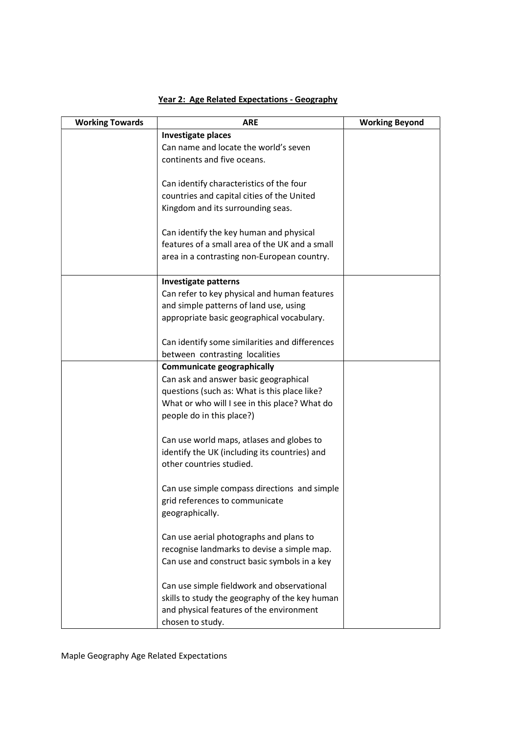## Year 2: Age Related Expectations - Geography

| Working Towards | ARE | Working Beyond |
|---|---|---|
| | **Investigate places**<br>Can name and locate the world's seven continents and five oceans.<br><br>Can identify characteristics of the four countries and capital cities of the United Kingdom and its surrounding seas.<br><br>Can identify the key human and physical features of a small area of the UK and a small area in a contrasting non-European country. | |
| | **Investigate patterns**<br>Can refer to key physical and human features and simple patterns of land use, using appropriate basic geographical vocabulary.<br><br>Can identify some similarities and differences between contrasting localities | |
| | **Communicate geographically**<br>Can ask and answer basic geographical questions (such as: What is this place like? What or who will I see in this place? What do people do in this place?)<br><br>Can use world maps, atlases and globes to identify the UK (including its countries) and other countries studied.<br><br>Can use simple compass directions and simple grid references to communicate geographically.<br><br>Can use aerial photographs and plans to recognise landmarks to devise a simple map. Can use and construct basic symbols in a key<br><br>Can use simple fieldwork and observational skills to study the geography of the key human and physical features of the environment chosen to study. | |

Maple Geography Age Related Expectations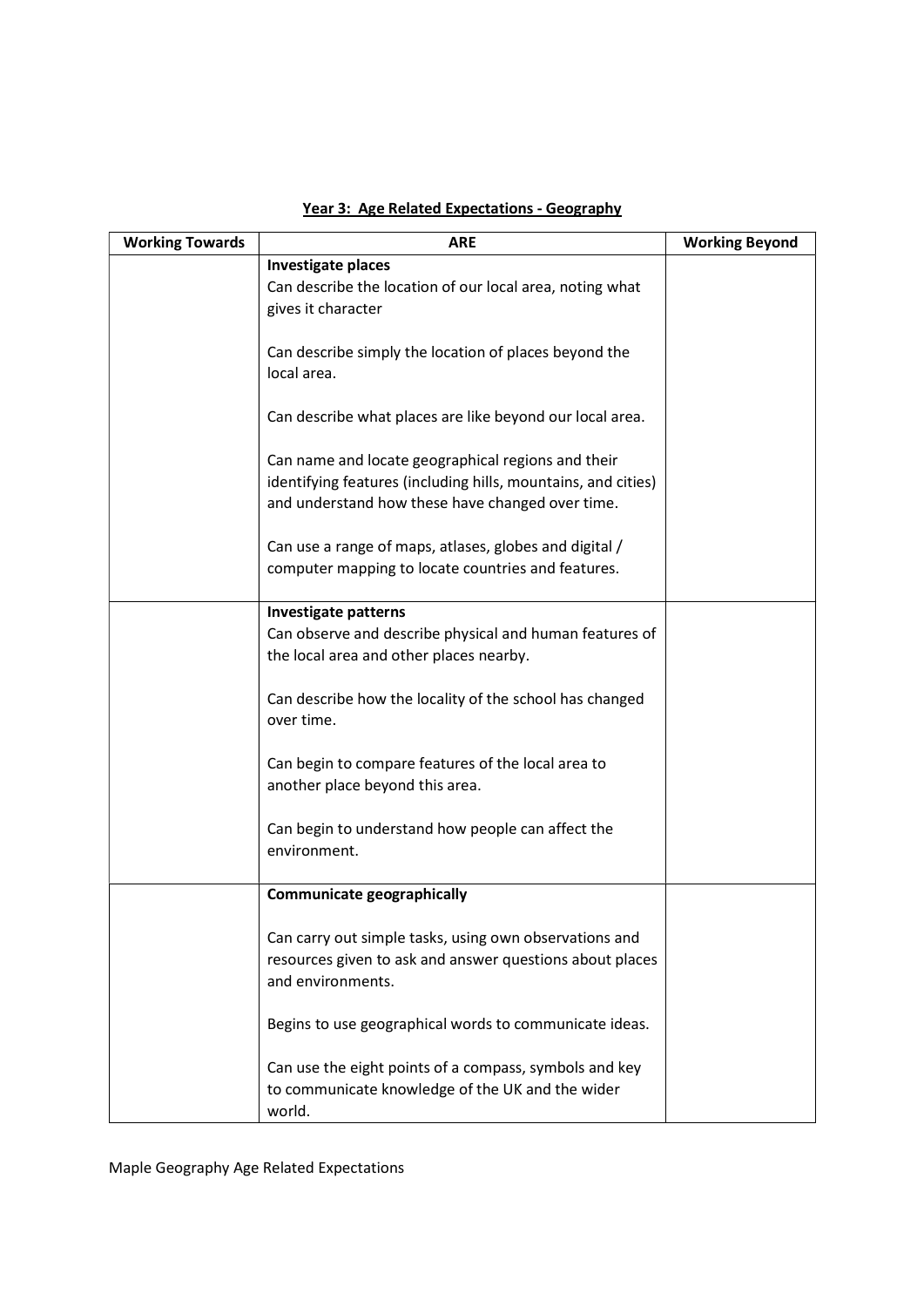**Year 3: Age Related Expectations - Geography**

| Working Towards | ARE | Working Beyond |
|---|---|---|
| | **Investigate places**<br>Can describe the location of our local area, noting what gives it character<br><br>Can describe simply the location of places beyond the local area.<br><br>Can describe what places are like beyond our local area.<br><br>Can name and locate geographical regions and their identifying features (including hills, mountains, and cities) and understand how these have changed over time.<br><br>Can use a range of maps, atlases, globes and digital / computer mapping to locate countries and features. | |
| | **Investigate patterns**<br>Can observe and describe physical and human features of the local area and other places nearby.<br><br>Can describe how the locality of the school has changed over time.<br><br>Can begin to compare features of the local area to another place beyond this area.<br><br>Can begin to understand how people can affect the environment. | |
| | **Communicate geographically**<br><br>Can carry out simple tasks, using own observations and resources given to ask and answer questions about places and environments.<br><br>Begins to use geographical words to communicate ideas.<br><br>Can use the eight points of a compass, symbols and key to communicate knowledge of the UK and the wider world. | |

Maple Geography Age Related Expectations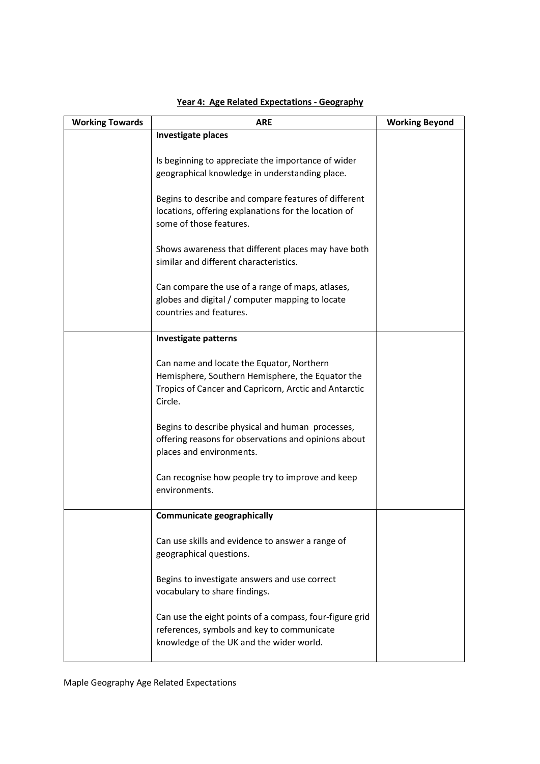## Year 4: Age Related Expectations - Geography

| Working Towards | ARE | Working Beyond |
| --- | --- | --- |
| | **Investigate places**<br><br>Is beginning to appreciate the importance of wider geographical knowledge in understanding place.<br><br>Begins to describe and compare features of different locations, offering explanations for the location of some of those features.<br><br>Shows awareness that different places may have both similar and different characteristics.<br><br>Can compare the use of a range of maps, atlases, globes and digital / computer mapping to locate countries and features. | |
| | **Investigate patterns**<br><br>Can name and locate the Equator, Northern Hemisphere, Southern Hemisphere, the Equator the Tropics of Cancer and Capricorn, Arctic and Antarctic Circle.<br><br>Begins to describe physical and human processes, offering reasons for observations and opinions about places and environments.<br><br>Can recognise how people try to improve and keep environments. | |
| | **Communicate geographically**<br><br>Can use skills and evidence to answer a range of geographical questions.<br><br>Begins to investigate answers and use correct vocabulary to share findings.<br><br>Can use the eight points of a compass, four-figure grid references, symbols and key to communicate knowledge of the UK and the wider world. | |

Maple Geography Age Related Expectations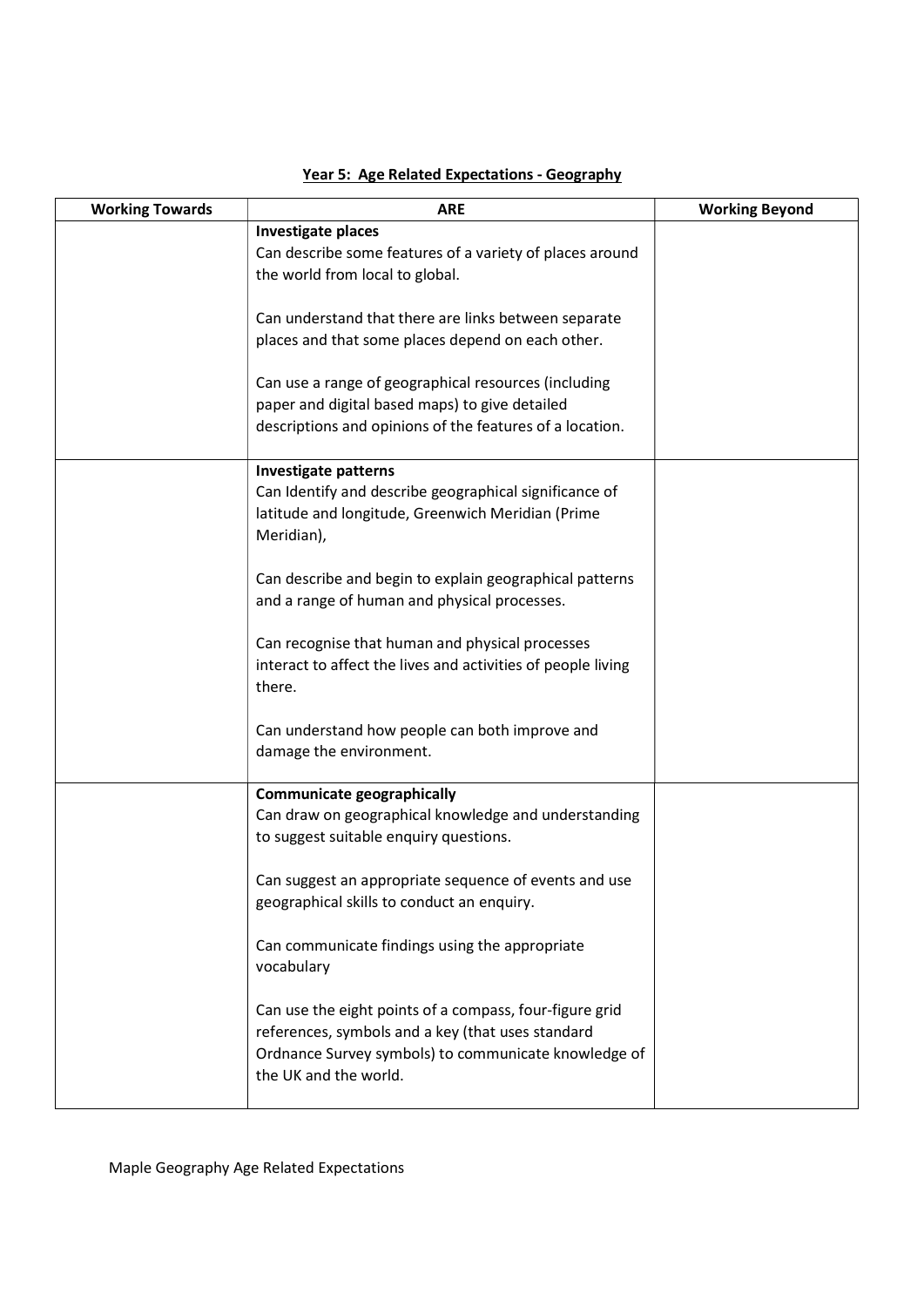## Year 5: Age Related Expectations - Geography

| Working Towards | ARE | Working Beyond |
|---|---|---|
| | **Investigate places**<br>Can describe some features of a variety of places around the world from local to global.<br><br>Can understand that there are links between separate places and that some places depend on each other.<br><br>Can use a range of geographical resources (including paper and digital based maps) to give detailed descriptions and opinions of the features of a location. | |
| | **Investigate patterns**<br>Can Identify and describe geographical significance of latitude and longitude, Greenwich Meridian (Prime Meridian),<br><br>Can describe and begin to explain geographical patterns and a range of human and physical processes.<br><br>Can recognise that human and physical processes interact to affect the lives and activities of people living there.<br><br>Can understand how people can both improve and damage the environment. | |
| | **Communicate geographically**<br>Can draw on geographical knowledge and understanding to suggest suitable enquiry questions.<br><br>Can suggest an appropriate sequence of events and use geographical skills to conduct an enquiry.<br><br>Can communicate findings using the appropriate vocabulary<br><br>Can use the eight points of a compass, four-figure grid references, symbols and a key (that uses standard Ordnance Survey symbols) to communicate knowledge of the UK and the world. | |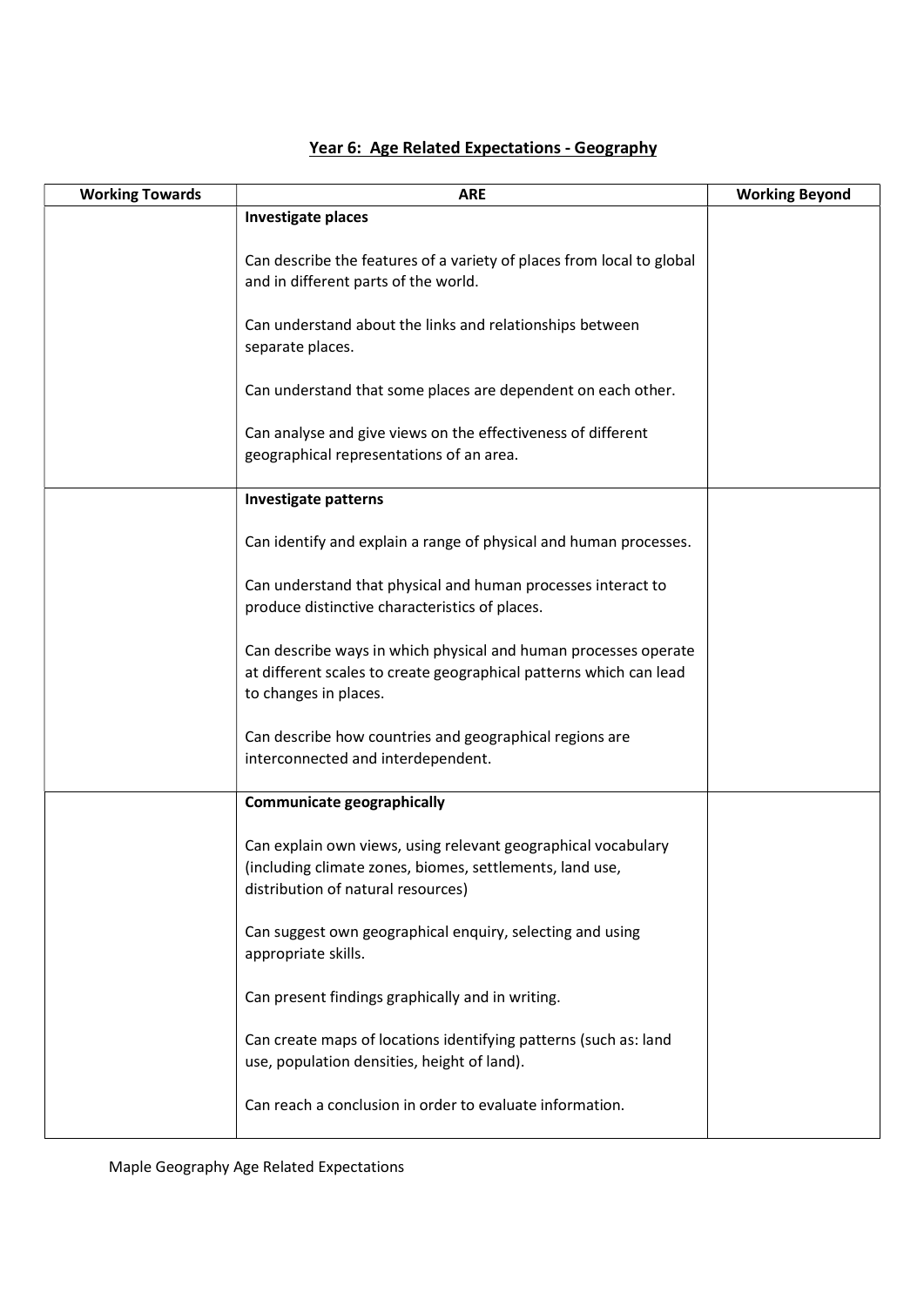## Year 6: Age Related Expectations - Geography

| Working Towards | ARE | Working Beyond |
|---|---|---|
| | **Investigate places**<br><br>Can describe the features of a variety of places from local to global and in different parts of the world.<br><br>Can understand about the links and relationships between separate places.<br><br>Can understand that some places are dependent on each other.<br><br>Can analyse and give views on the effectiveness of different geographical representations of an area. | |
| | **Investigate patterns**<br><br>Can identify and explain a range of physical and human processes.<br><br>Can understand that physical and human processes interact to produce distinctive characteristics of places.<br><br>Can describe ways in which physical and human processes operate at different scales to create geographical patterns which can lead to changes in places.<br><br>Can describe how countries and geographical regions are interconnected and interdependent. | |
| | **Communicate geographically**<br><br>Can explain own views, using relevant geographical vocabulary (including climate zones, biomes, settlements, land use, distribution of natural resources)<br><br>Can suggest own geographical enquiry, selecting and using appropriate skills.<br><br>Can present findings graphically and in writing.<br><br>Can create maps of locations identifying patterns (such as: land use, population densities, height of land).<br><br>Can reach a conclusion in order to evaluate information. | |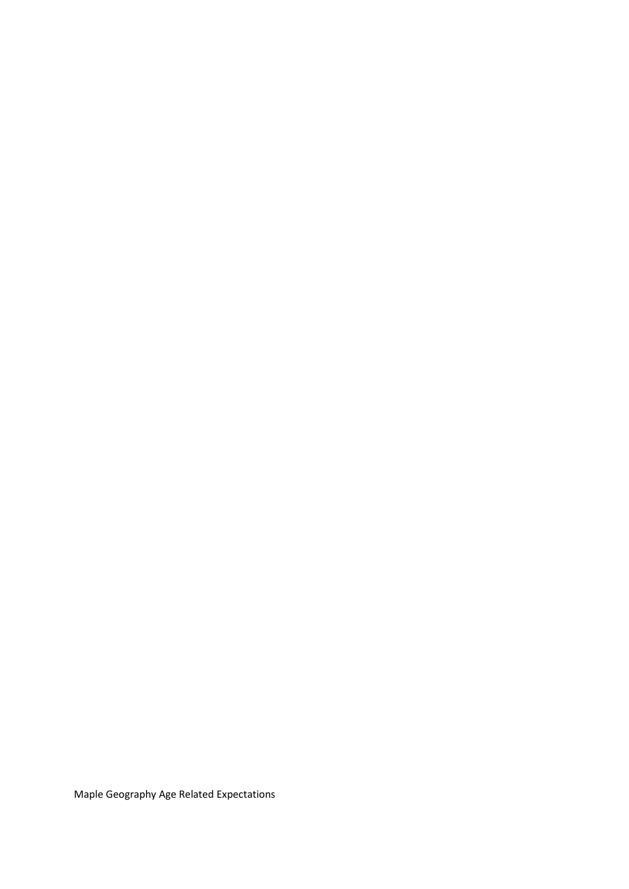Maple Geography Age Related Expectations